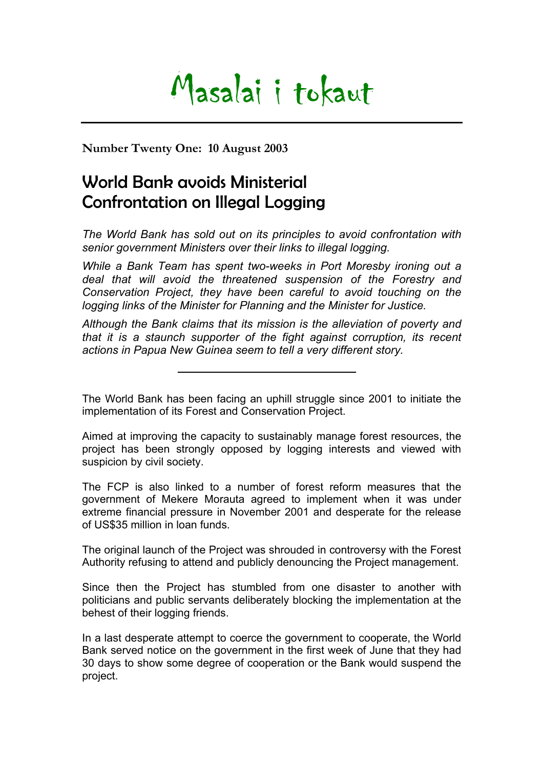# Masalai i tokaut

**Number Twenty One: 10 August 2003**

## World Bank avoids Ministerial Confrontation on Illegal Logging

*The World Bank has sold out on its principles to avoid confrontation with senior government Ministers over their links to illegal logging.*

*While a Bank Team has spent two-weeks in Port Moresby ironing out a deal that will avoid the threatened suspension of the Forestry and Conservation Project, they have been careful to avoid touching on the logging links of the Minister for Planning and the Minister for Justice.*

*Although the Bank claims that its mission is the alleviation of poverty and that it is a staunch supporter of the fight against corruption, its recent actions in Papua New Guinea seem to tell a very different story.*

---

The World Bank has been facing an uphill struggle since 2001 to initiate the implementation of its Forest and Conservation Project.

Aimed at improving the capacity to sustainably manage forest resources, the project has been strongly opposed by logging interests and viewed with suspicion by civil society.

The FCP is also linked to a number of forest reform measures that the government of Mekere Morauta agreed to implement when it was under extreme financial pressure in November 2001 and desperate for the release of US$35 million in loan funds.

The original launch of the Project was shrouded in controversy with the Forest Authority refusing to attend and publicly denouncing the Project management.

Since then the Project has stumbled from one disaster to another with politicians and public servants deliberately blocking the implementation at the behest of their logging friends.

In a last desperate attempt to coerce the government to cooperate, the World Bank served notice on the government in the first week of June that they had 30 days to show some degree of cooperation or the Bank would suspend the project.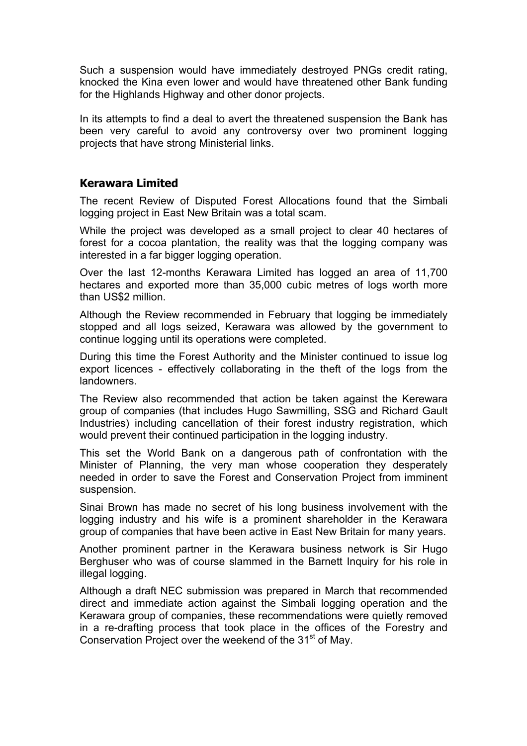Such a suspension would have immediately destroyed PNGs credit rating, knocked the Kina even lower and would have threatened other Bank funding for the Highlands Highway and other donor projects.

In its attempts to find a deal to avert the threatened suspension the Bank has been very careful to avoid any controversy over two prominent logging projects that have strong Ministerial links.

## Kerawara Limited

The recent Review of Disputed Forest Allocations found that the Simbali logging project in East New Britain was a total scam.

While the project was developed as a small project to clear 40 hectares of forest for a cocoa plantation, the reality was that the logging company was interested in a far bigger logging operation.

Over the last 12-months Kerawara Limited has logged an area of 11,700 hectares and exported more than 35,000 cubic metres of logs worth more than US$2 million.

Although the Review recommended in February that logging be immediately stopped and all logs seized, Kerawara was allowed by the government to continue logging until its operations were completed.

During this time the Forest Authority and the Minister continued to issue log export licences - effectively collaborating in the theft of the logs from the landowners.

The Review also recommended that action be taken against the Kerewara group of companies (that includes Hugo Sawmilling, SSG and Richard Gault Industries) including cancellation of their forest industry registration, which would prevent their continued participation in the logging industry.

This set the World Bank on a dangerous path of confrontation with the Minister of Planning, the very man whose cooperation they desperately needed in order to save the Forest and Conservation Project from imminent suspension.

Sinai Brown has made no secret of his long business involvement with the logging industry and his wife is a prominent shareholder in the Kerawara group of companies that have been active in East New Britain for many years.

Another prominent partner in the Kerawara business network is Sir Hugo Berghuser who was of course slammed in the Barnett Inquiry for his role in illegal logging.

Although a draft NEC submission was prepared in March that recommended direct and immediate action against the Simbali logging operation and the Kerawara group of companies, these recommendations were quietly removed in a re-drafting process that took place in the offices of the Forestry and Conservation Project over the weekend of the 31st of May.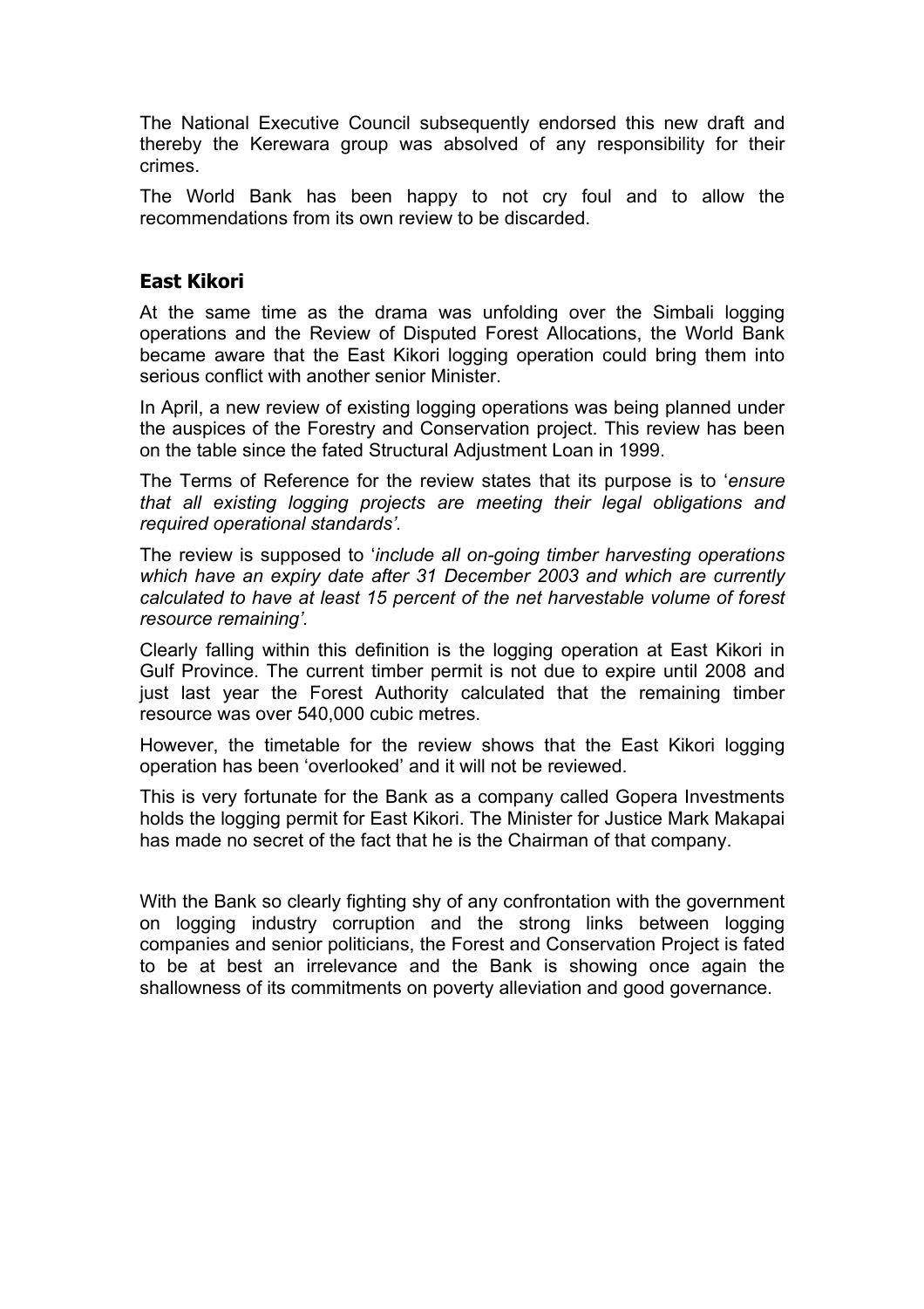The National Executive Council subsequently endorsed this new draft and thereby the Kerewara group was absolved of any responsibility for their crimes.

The World Bank has been happy to not cry foul and to allow the recommendations from its own review to be discarded.

## East Kikori

At the same time as the drama was unfolding over the Simbali logging operations and the Review of Disputed Forest Allocations, the World Bank became aware that the East Kikori logging operation could bring them into serious conflict with another senior Minister.

In April, a new review of existing logging operations was being planned under the auspices of the Forestry and Conservation project. This review has been on the table since the fated Structural Adjustment Loan in 1999.

The Terms of Reference for the review states that its purpose is to '*ensure that all existing logging projects are meeting their legal obligations and required operational standards'.*

The review is supposed to '*include all on-going timber harvesting operations which have an expiry date after 31 December 2003 and which are currently calculated to have at least 15 percent of the net harvestable volume of forest resource remaining'.*

Clearly falling within this definition is the logging operation at East Kikori in Gulf Province. The current timber permit is not due to expire until 2008 and just last year the Forest Authority calculated that the remaining timber resource was over 540,000 cubic metres.

However, the timetable for the review shows that the East Kikori logging operation has been 'overlooked' and it will not be reviewed.

This is very fortunate for the Bank as a company called Gopera Investments holds the logging permit for East Kikori. The Minister for Justice Mark Makapai has made no secret of the fact that he is the Chairman of that company.

With the Bank so clearly fighting shy of any confrontation with the government on logging industry corruption and the strong links between logging companies and senior politicians, the Forest and Conservation Project is fated to be at best an irrelevance and the Bank is showing once again the shallowness of its commitments on poverty alleviation and good governance.